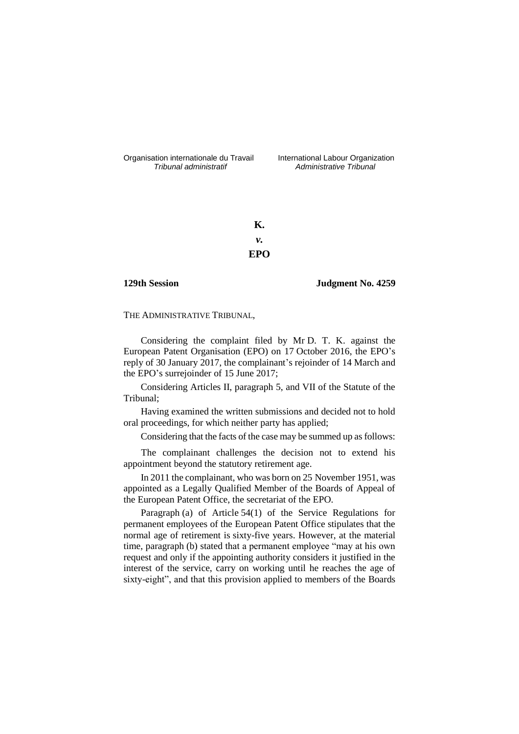Organisation internationale du Travail
*Tribunal administratif*

International Labour Organization
*Administrative Tribunal*

**K.**

***v.***

**EPO**

**129th Session** **Judgment No. 4259**

THE ADMINISTRATIVE TRIBUNAL,

Considering the complaint filed by Mr D. T. K. against the European Patent Organisation (EPO) on 17 October 2016, the EPO's reply of 30 January 2017, the complainant's rejoinder of 14 March and the EPO's surrejoinder of 15 June 2017;

Considering Articles II, paragraph 5, and VII of the Statute of the Tribunal;

Having examined the written submissions and decided not to hold oral proceedings, for which neither party has applied;

Considering that the facts of the case may be summed up as follows:

The complainant challenges the decision not to extend his appointment beyond the statutory retirement age.

In 2011 the complainant, who was born on 25 November 1951, was appointed as a Legally Qualified Member of the Boards of Appeal of the European Patent Office, the secretariat of the EPO.

Paragraph (a) of Article 54(1) of the Service Regulations for permanent employees of the European Patent Office stipulates that the normal age of retirement is sixty-five years. However, at the material time, paragraph (b) stated that a permanent employee "may at his own request and only if the appointing authority considers it justified in the interest of the service, carry on working until he reaches the age of sixty-eight", and that this provision applied to members of the Boards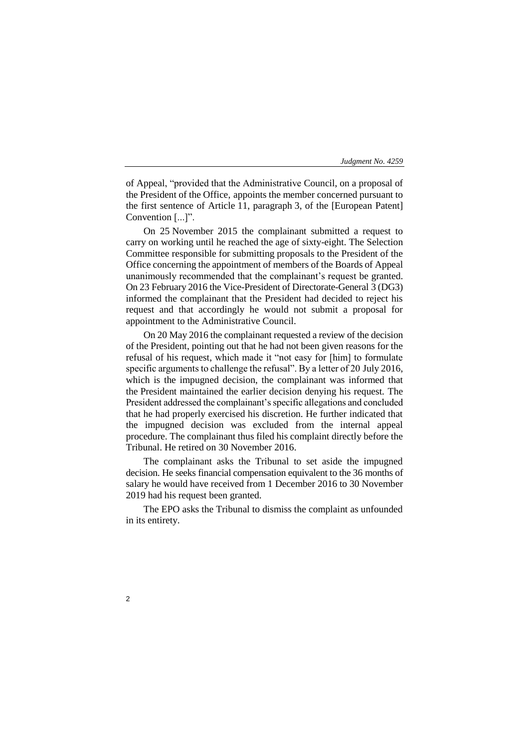of Appeal, "provided that the Administrative Council, on a proposal of the President of the Office, appoints the member concerned pursuant to the first sentence of Article 11, paragraph 3, of the [European Patent] Convention [...]".

On 25 November 2015 the complainant submitted a request to carry on working until he reached the age of sixty-eight. The Selection Committee responsible for submitting proposals to the President of the Office concerning the appointment of members of the Boards of Appeal unanimously recommended that the complainant's request be granted. On 23 February 2016 the Vice-President of Directorate-General 3 (DG3) informed the complainant that the President had decided to reject his request and that accordingly he would not submit a proposal for appointment to the Administrative Council.

On 20 May 2016 the complainant requested a review of the decision of the President, pointing out that he had not been given reasons for the refusal of his request, which made it "not easy for [him] to formulate specific arguments to challenge the refusal". By a letter of 20 July 2016, which is the impugned decision, the complainant was informed that the President maintained the earlier decision denying his request. The President addressed the complainant's specific allegations and concluded that he had properly exercised his discretion. He further indicated that the impugned decision was excluded from the internal appeal procedure. The complainant thus filed his complaint directly before the Tribunal. He retired on 30 November 2016.

The complainant asks the Tribunal to set aside the impugned decision. He seeks financial compensation equivalent to the 36 months of salary he would have received from 1 December 2016 to 30 November 2019 had his request been granted.

The EPO asks the Tribunal to dismiss the complaint as unfounded in its entirety.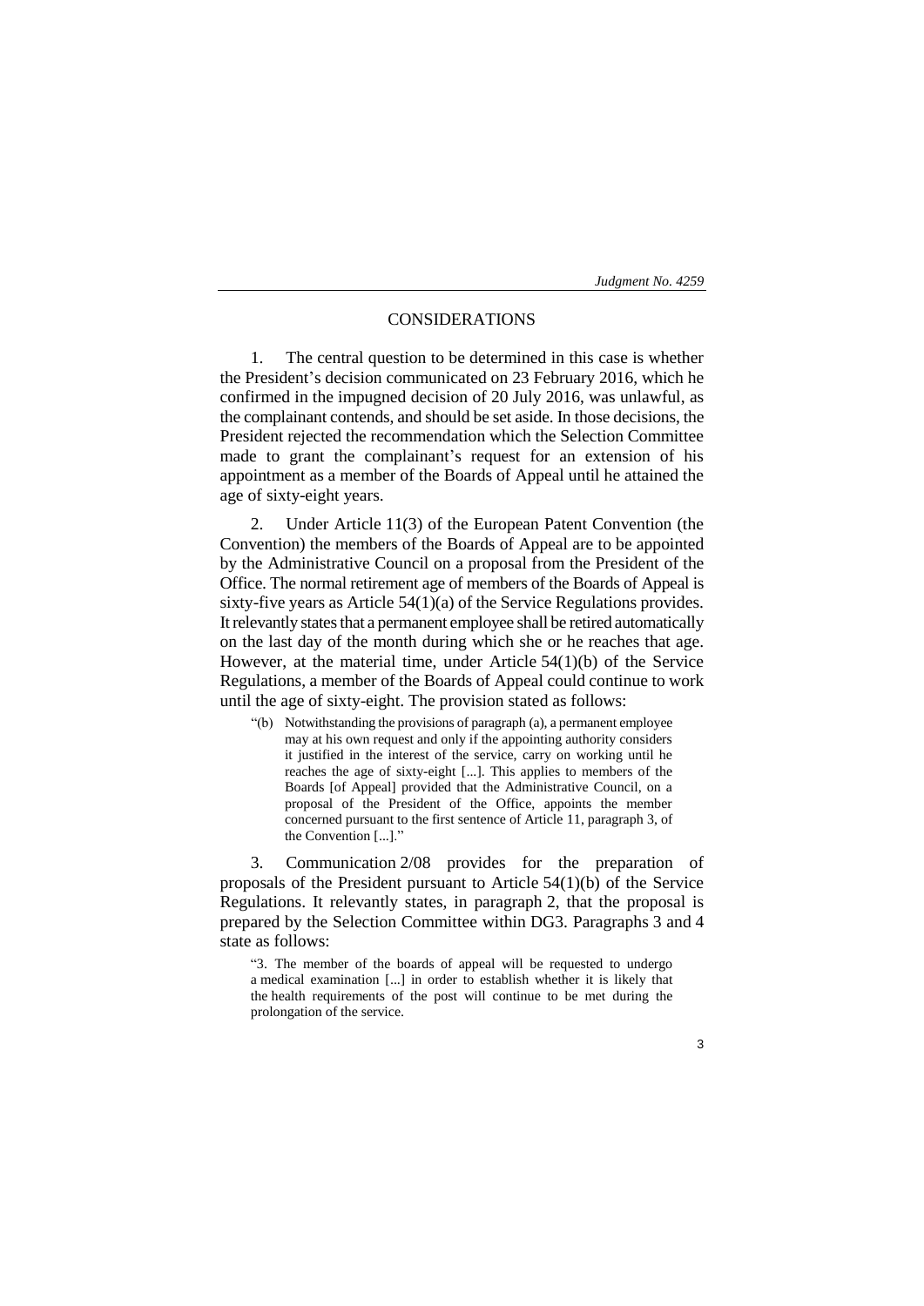## CONSIDERATIONS

1. The central question to be determined in this case is whether the President's decision communicated on 23 February 2016, which he confirmed in the impugned decision of 20 July 2016, was unlawful, as the complainant contends, and should be set aside. In those decisions, the President rejected the recommendation which the Selection Committee made to grant the complainant's request for an extension of his appointment as a member of the Boards of Appeal until he attained the age of sixty-eight years.

2. Under Article 11(3) of the European Patent Convention (the Convention) the members of the Boards of Appeal are to be appointed by the Administrative Council on a proposal from the President of the Office. The normal retirement age of members of the Boards of Appeal is sixty-five years as Article 54(1)(a) of the Service Regulations provides. It relevantly states that a permanent employee shall be retired automatically on the last day of the month during which she or he reaches that age. However, at the material time, under Article 54(1)(b) of the Service Regulations, a member of the Boards of Appeal could continue to work until the age of sixty-eight. The provision stated as follows:

> "(b) Notwithstanding the provisions of paragraph (a), a permanent employee may at his own request and only if the appointing authority considers it justified in the interest of the service, carry on working until he reaches the age of sixty-eight [...]. This applies to members of the Boards [of Appeal] provided that the Administrative Council, on a proposal of the President of the Office, appoints the member concerned pursuant to the first sentence of Article 11, paragraph 3, of the Convention [...]."

3. Communication 2/08 provides for the preparation of proposals of the President pursuant to Article 54(1)(b) of the Service Regulations. It relevantly states, in paragraph 2, that the proposal is prepared by the Selection Committee within DG3. Paragraphs 3 and 4 state as follows:

> "3. The member of the boards of appeal will be requested to undergo a medical examination [...] in order to establish whether it is likely that the health requirements of the post will continue to be met during the prolongation of the service.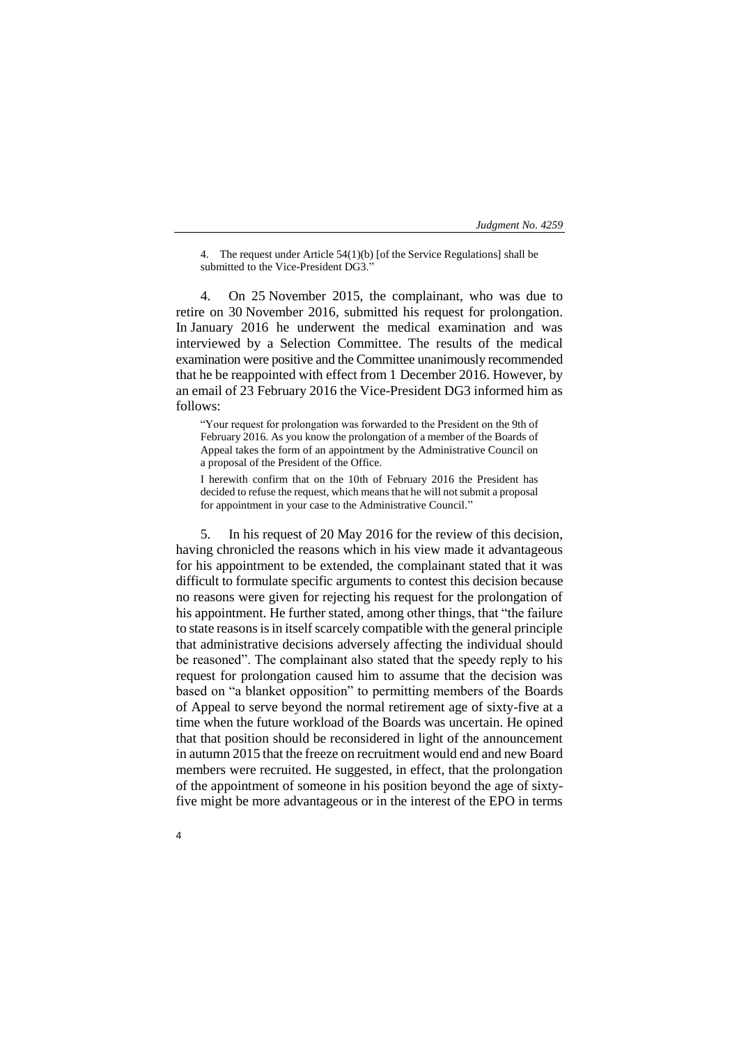> 4. The request under Article 54(1)(b) [of the Service Regulations] shall be submitted to the Vice-President DG3."

4. On 25 November 2015, the complainant, who was due to retire on 30 November 2016, submitted his request for prolongation. In January 2016 he underwent the medical examination and was interviewed by a Selection Committee. The results of the medical examination were positive and the Committee unanimously recommended that he be reappointed with effect from 1 December 2016. However, by an email of 23 February 2016 the Vice-President DG3 informed him as follows:

> "Your request for prolongation was forwarded to the President on the 9th of February 2016. As you know the prolongation of a member of the Boards of Appeal takes the form of an appointment by the Administrative Council on a proposal of the President of the Office.
>
> I herewith confirm that on the 10th of February 2016 the President has decided to refuse the request, which means that he will not submit a proposal for appointment in your case to the Administrative Council."

5. In his request of 20 May 2016 for the review of this decision, having chronicled the reasons which in his view made it advantageous for his appointment to be extended, the complainant stated that it was difficult to formulate specific arguments to contest this decision because no reasons were given for rejecting his request for the prolongation of his appointment. He further stated, among other things, that "the failure to state reasons is in itself scarcely compatible with the general principle that administrative decisions adversely affecting the individual should be reasoned". The complainant also stated that the speedy reply to his request for prolongation caused him to assume that the decision was based on "a blanket opposition" to permitting members of the Boards of Appeal to serve beyond the normal retirement age of sixty-five at a time when the future workload of the Boards was uncertain. He opined that that position should be reconsidered in light of the announcement in autumn 2015 that the freeze on recruitment would end and new Board members were recruited. He suggested, in effect, that the prolongation of the appointment of someone in his position beyond the age of sixty-five might be more advantageous or in the interest of the EPO in terms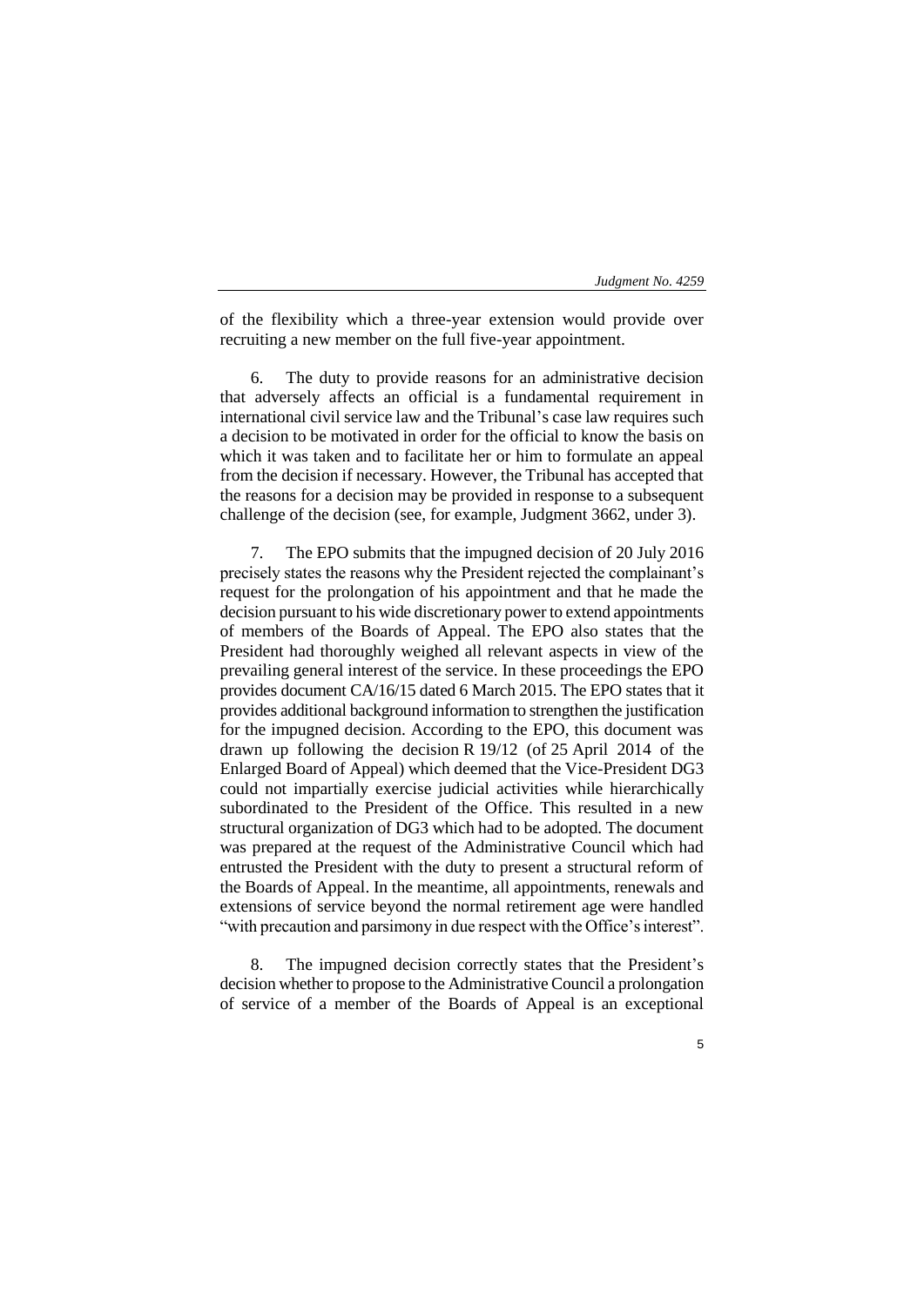of the flexibility which a three-year extension would provide over recruiting a new member on the full five-year appointment.

6. The duty to provide reasons for an administrative decision that adversely affects an official is a fundamental requirement in international civil service law and the Tribunal's case law requires such a decision to be motivated in order for the official to know the basis on which it was taken and to facilitate her or him to formulate an appeal from the decision if necessary. However, the Tribunal has accepted that the reasons for a decision may be provided in response to a subsequent challenge of the decision (see, for example, Judgment 3662, under 3).

7. The EPO submits that the impugned decision of 20 July 2016 precisely states the reasons why the President rejected the complainant's request for the prolongation of his appointment and that he made the decision pursuant to his wide discretionary power to extend appointments of members of the Boards of Appeal. The EPO also states that the President had thoroughly weighed all relevant aspects in view of the prevailing general interest of the service. In these proceedings the EPO provides document CA/16/15 dated 6 March 2015. The EPO states that it provides additional background information to strengthen the justification for the impugned decision. According to the EPO, this document was drawn up following the decision R 19/12 (of 25 April 2014 of the Enlarged Board of Appeal) which deemed that the Vice-President DG3 could not impartially exercise judicial activities while hierarchically subordinated to the President of the Office. This resulted in a new structural organization of DG3 which had to be adopted. The document was prepared at the request of the Administrative Council which had entrusted the President with the duty to present a structural reform of the Boards of Appeal. In the meantime, all appointments, renewals and extensions of service beyond the normal retirement age were handled "with precaution and parsimony in due respect with the Office's interest".

8. The impugned decision correctly states that the President's decision whether to propose to the Administrative Council a prolongation of service of a member of the Boards of Appeal is an exceptional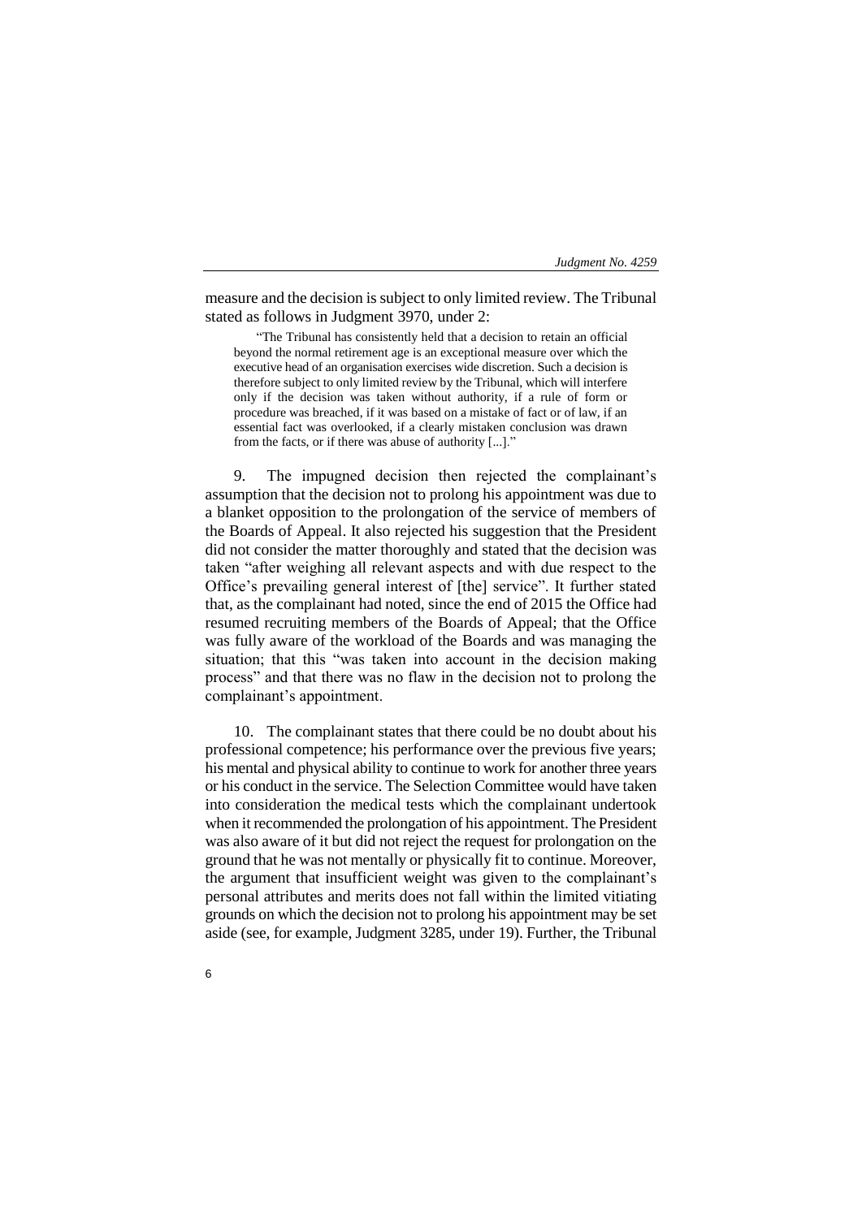measure and the decision is subject to only limited review. The Tribunal stated as follows in Judgment 3970, under 2:

> "The Tribunal has consistently held that a decision to retain an official beyond the normal retirement age is an exceptional measure over which the executive head of an organisation exercises wide discretion. Such a decision is therefore subject to only limited review by the Tribunal, which will interfere only if the decision was taken without authority, if a rule of form or procedure was breached, if it was based on a mistake of fact or of law, if an essential fact was overlooked, if a clearly mistaken conclusion was drawn from the facts, or if there was abuse of authority [...]."

9. The impugned decision then rejected the complainant's assumption that the decision not to prolong his appointment was due to a blanket opposition to the prolongation of the service of members of the Boards of Appeal. It also rejected his suggestion that the President did not consider the matter thoroughly and stated that the decision was taken "after weighing all relevant aspects and with due respect to the Office's prevailing general interest of [the] service". It further stated that, as the complainant had noted, since the end of 2015 the Office had resumed recruiting members of the Boards of Appeal; that the Office was fully aware of the workload of the Boards and was managing the situation; that this "was taken into account in the decision making process" and that there was no flaw in the decision not to prolong the complainant's appointment.

10. The complainant states that there could be no doubt about his professional competence; his performance over the previous five years; his mental and physical ability to continue to work for another three years or his conduct in the service. The Selection Committee would have taken into consideration the medical tests which the complainant undertook when it recommended the prolongation of his appointment. The President was also aware of it but did not reject the request for prolongation on the ground that he was not mentally or physically fit to continue. Moreover, the argument that insufficient weight was given to the complainant's personal attributes and merits does not fall within the limited vitiating grounds on which the decision not to prolong his appointment may be set aside (see, for example, Judgment 3285, under 19). Further, the Tribunal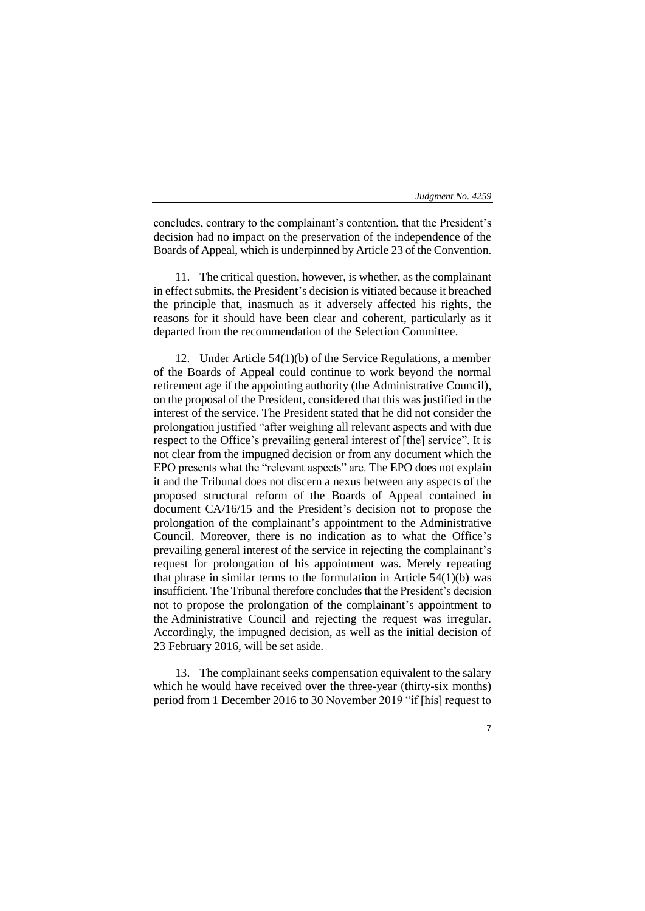concludes, contrary to the complainant's contention, that the President's decision had no impact on the preservation of the independence of the Boards of Appeal, which is underpinned by Article 23 of the Convention.

11. The critical question, however, is whether, as the complainant in effect submits, the President's decision is vitiated because it breached the principle that, inasmuch as it adversely affected his rights, the reasons for it should have been clear and coherent, particularly as it departed from the recommendation of the Selection Committee.

12. Under Article 54(1)(b) of the Service Regulations, a member of the Boards of Appeal could continue to work beyond the normal retirement age if the appointing authority (the Administrative Council), on the proposal of the President, considered that this was justified in the interest of the service. The President stated that he did not consider the prolongation justified "after weighing all relevant aspects and with due respect to the Office's prevailing general interest of [the] service". It is not clear from the impugned decision or from any document which the EPO presents what the "relevant aspects" are. The EPO does not explain it and the Tribunal does not discern a nexus between any aspects of the proposed structural reform of the Boards of Appeal contained in document CA/16/15 and the President's decision not to propose the prolongation of the complainant's appointment to the Administrative Council. Moreover, there is no indication as to what the Office's prevailing general interest of the service in rejecting the complainant's request for prolongation of his appointment was. Merely repeating that phrase in similar terms to the formulation in Article 54(1)(b) was insufficient. The Tribunal therefore concludes that the President's decision not to propose the prolongation of the complainant's appointment to the Administrative Council and rejecting the request was irregular. Accordingly, the impugned decision, as well as the initial decision of 23 February 2016, will be set aside.

13. The complainant seeks compensation equivalent to the salary which he would have received over the three-year (thirty-six months) period from 1 December 2016 to 30 November 2019 "if [his] request to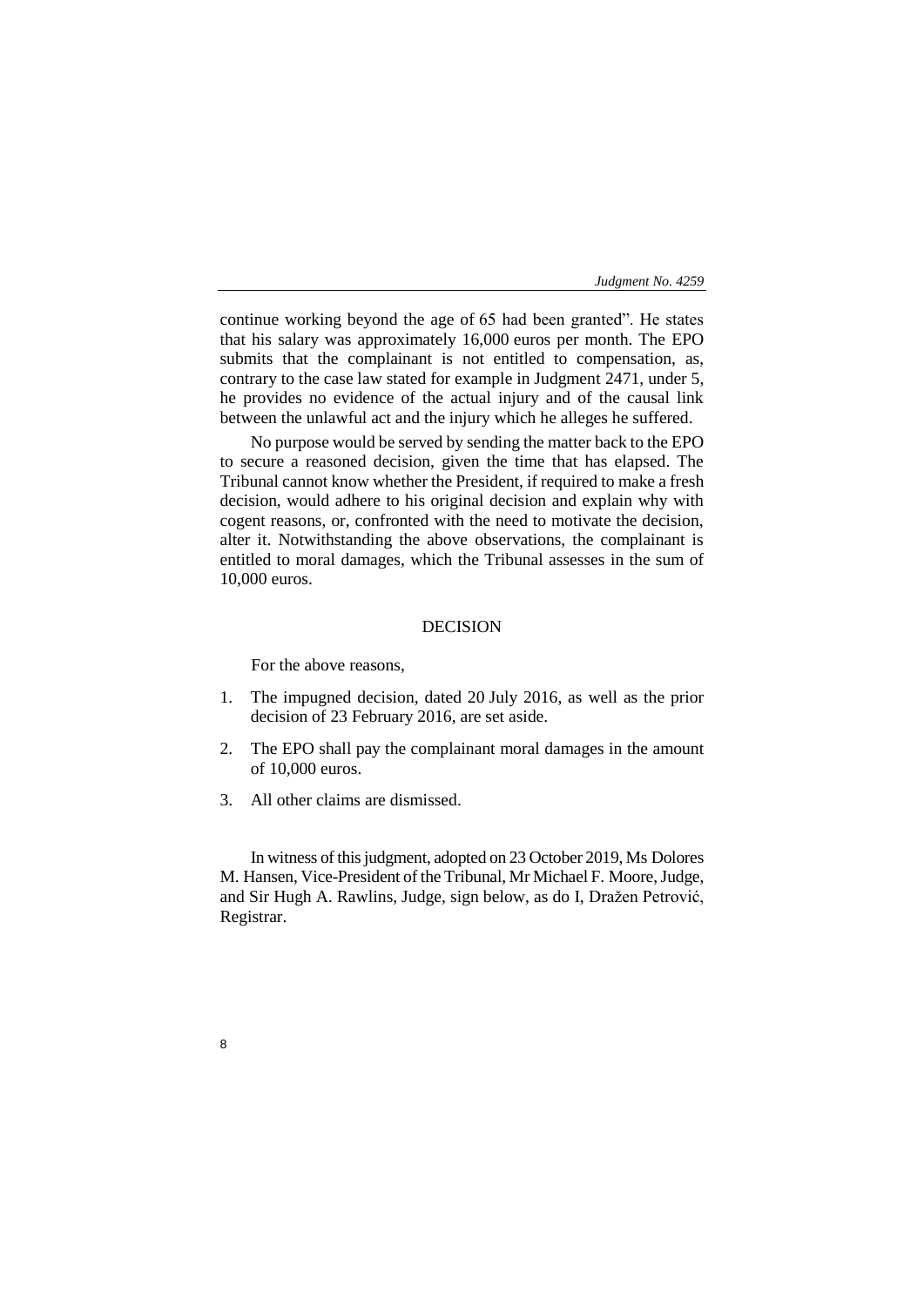continue working beyond the age of 65 had been granted". He states that his salary was approximately 16,000 euros per month. The EPO submits that the complainant is not entitled to compensation, as, contrary to the case law stated for example in Judgment 2471, under 5, he provides no evidence of the actual injury and of the causal link between the unlawful act and the injury which he alleges he suffered.

No purpose would be served by sending the matter back to the EPO to secure a reasoned decision, given the time that has elapsed. The Tribunal cannot know whether the President, if required to make a fresh decision, would adhere to his original decision and explain why with cogent reasons, or, confronted with the need to motivate the decision, alter it. Notwithstanding the above observations, the complainant is entitled to moral damages, which the Tribunal assesses in the sum of 10,000 euros.

## DECISION

For the above reasons,

1. The impugned decision, dated 20 July 2016, as well as the prior decision of 23 February 2016, are set aside.
2. The EPO shall pay the complainant moral damages in the amount of 10,000 euros.
3. All other claims are dismissed.

In witness of this judgment, adopted on 23 October 2019, Ms Dolores M. Hansen, Vice-President of the Tribunal, Mr Michael F. Moore, Judge, and Sir Hugh A. Rawlins, Judge, sign below, as do I, Dražen Petrović, Registrar.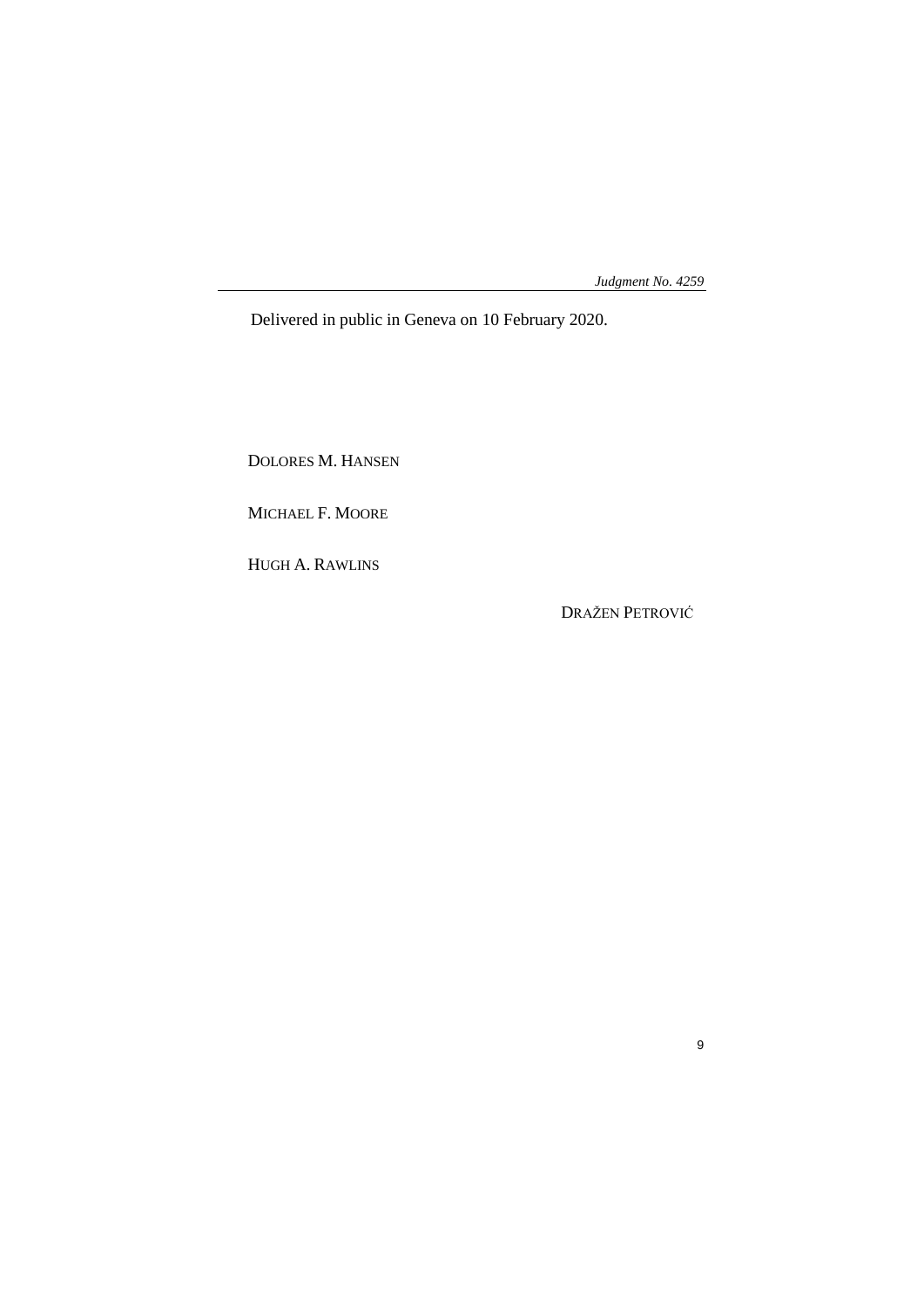Delivered in public in Geneva on 10 February 2020.

DOLORES M. HANSEN

MICHAEL F. MOORE

HUGH A. RAWLINS

DRAŽEN PETROVIĆ